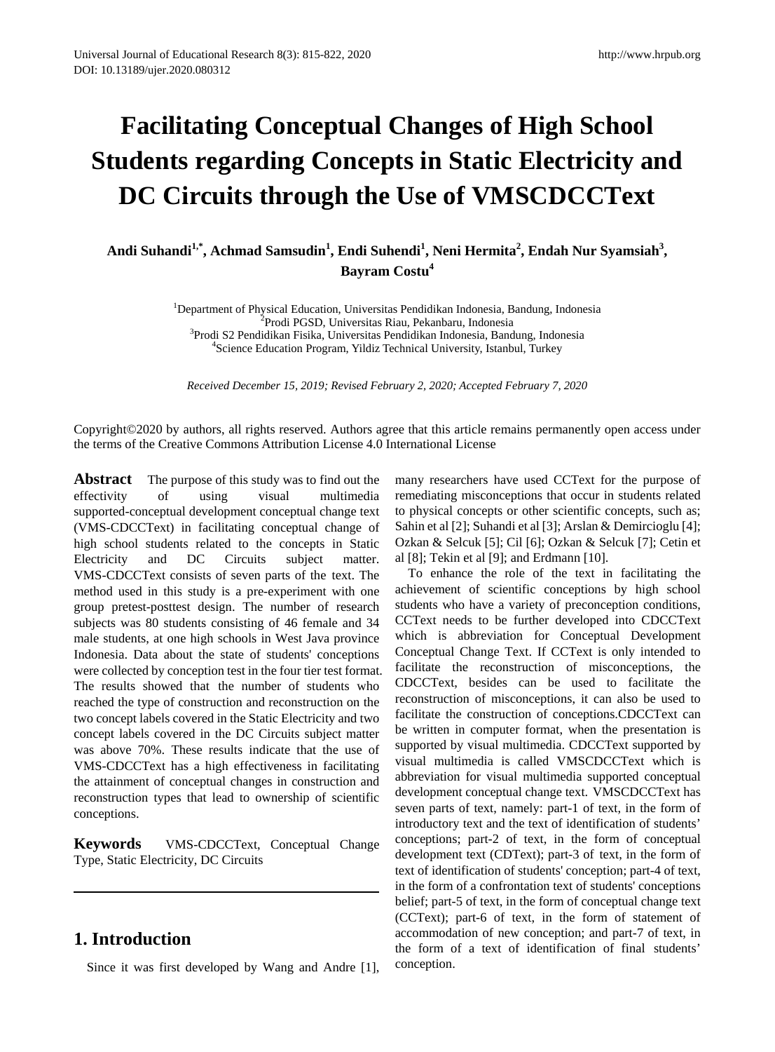# Facilitating Conceptual Changes of High School Students regarding Concepts in Static Electricity and DC Circuits through the Use of VMSCDCCText

**Andi Suhandi[1,*], Achmad Samsudin[1], Endi Suhendi[1], Neni Hermita[2], Endah Nur Syamsiah[3], Bayram Costu[4]**

[1]Department of Physical Education, Universitas Pendidikan Indonesia, Bandung, Indonesia
[2]Prodi PGSD, Universitas Riau, Pekanbaru, Indonesia
[3]Prodi S2 Pendidikan Fisika, Universitas Pendidikan Indonesia, Bandung, Indonesia
[4]Science Education Program, Yildiz Technical University, Istanbul, Turkey

*Received December 15, 2019; Revised February 2, 2020; Accepted February 7, 2020*

Copyright©2020 by authors, all rights reserved. Authors agree that this article remains permanently open access under the terms of the Creative Commons Attribution License 4.0 International License

**Abstract** The purpose of this study was to find out the effectivity of using visual multimedia supported-conceptual development conceptual change text (VMS-CDCCText) in facilitating conceptual change of high school students related to the concepts in Static Electricity and DC Circuits subject matter. VMS-CDCCText consists of seven parts of the text. The method used in this study is a pre-experiment with one group pretest-posttest design. The number of research subjects was 80 students consisting of 46 female and 34 male students, at one high schools in West Java province Indonesia. Data about the state of students' conceptions were collected by conception test in the four tier test format. The results showed that the number of students who reached the type of construction and reconstruction on the two concept labels covered in the Static Electricity and two concept labels covered in the DC Circuits subject matter was above 70%. These results indicate that the use of VMS-CDCCText has a high effectiveness in facilitating the attainment of conceptual changes in construction and reconstruction types that lead to ownership of scientific conceptions.

**Keywords** VMS-CDCCText, Conceptual Change Type, Static Electricity, DC Circuits

## 1. Introduction

Since it was first developed by Wang and Andre [1], many researchers have used CCText for the purpose of remediating misconceptions that occur in students related to physical concepts or other scientific concepts, such as; Sahin et al [2]; Suhandi et al [3]; Arslan & Demircioglu [4]; Ozkan & Selcuk [5]; Cil [6]; Ozkan & Selcuk [7]; Cetin et al [8]; Tekin et al [9]; and Erdmann [10].

To enhance the role of the text in facilitating the achievement of scientific conceptions by high school students who have a variety of preconception conditions, CCText needs to be further developed into CDCCText which is abbreviation for Conceptual Development Conceptual Change Text. If CCText is only intended to facilitate the reconstruction of misconceptions, the CDCCText, besides can be used to facilitate the reconstruction of misconceptions, it can also be used to facilitate the construction of conceptions.CDCCText can be written in computer format, when the presentation is supported by visual multimedia. CDCCText supported by visual multimedia is called VMSCDCCText which is abbreviation for visual multimedia supported conceptual development conceptual change text. VMSCDCCText has seven parts of text, namely: part-1 of text, in the form of introductory text and the text of identification of students' conceptions; part-2 of text, in the form of conceptual development text (CDText); part-3 of text, in the form of text of identification of students' conception; part-4 of text, in the form of a confrontation text of students' conceptions belief; part-5 of text, in the form of conceptual change text (CCText); part-6 of text, in the form of statement of accommodation of new conception; and part-7 of text, in the form of a text of identification of final students' conception.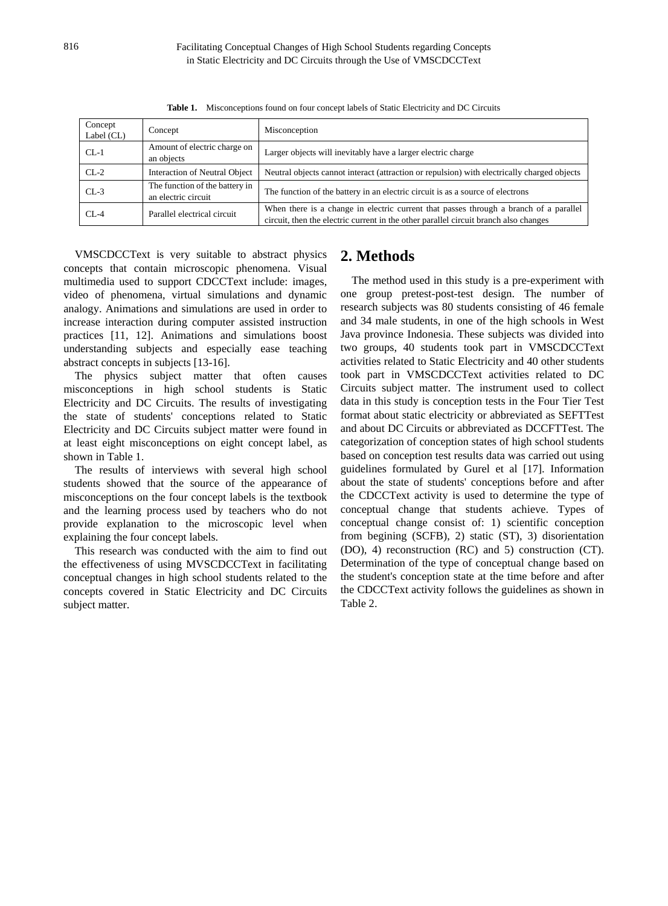Table 1. Misconceptions found on four concept labels of Static Electricity and DC Circuits

| Concept Label (CL) | Concept | Misconception |
|---|---|---|
| CL-1 | Amount of electric charge on an objects | Larger objects will inevitably have a larger electric charge |
| CL-2 | Interaction of Neutral Object | Neutral objects cannot interact (attraction or repulsion) with electrically charged objects |
| CL-3 | The function of the battery in an electric circuit | The function of the battery in an electric circuit is as a source of electrons |
| CL-4 | Parallel electrical circuit | When there is a change in electric current that passes through a branch of a parallel circuit, then the electric current in the other parallel circuit branch also changes |

VMSCDCCText is very suitable to abstract physics concepts that contain microscopic phenomena. Visual multimedia used to support CDCCText include: images, video of phenomena, virtual simulations and dynamic analogy. Animations and simulations are used in order to increase interaction during computer assisted instruction practices [11, 12]. Animations and simulations boost understanding subjects and especially ease teaching abstract concepts in subjects [13-16].

The physics subject matter that often causes misconceptions in high school students is Static Electricity and DC Circuits. The results of investigating the state of students' conceptions related to Static Electricity and DC Circuits subject matter were found in at least eight misconceptions on eight concept label, as shown in Table 1.

The results of interviews with several high school students showed that the source of the appearance of misconceptions on the four concept labels is the textbook and the learning process used by teachers who do not provide explanation to the microscopic level when explaining the four concept labels.

This research was conducted with the aim to find out the effectiveness of using MVSCDCCText in facilitating conceptual changes in high school students related to the concepts covered in Static Electricity and DC Circuits subject matter.

## 2. Methods

The method used in this study is a pre-experiment with one group pretest-post-test design. The number of research subjects was 80 students consisting of 46 female and 34 male students, in one of the high schools in West Java province Indonesia. These subjects was divided into two groups, 40 students took part in VMSCDCCText activities related to Static Electricity and 40 other students took part in VMSCDCCText activities related to DC Circuits subject matter. The instrument used to collect data in this study is conception tests in the Four Tier Test format about static electricity or abbreviated as SEFTTest and about DC Circuits or abbreviated as DCCFTTest. The categorization of conception states of high school students based on conception test results data was carried out using guidelines formulated by Gurel et al [17]. Information about the state of students' conceptions before and after the CDCCText activity is used to determine the type of conceptual change that students achieve. Types of conceptual change consist of: 1) scientific conception from begining (SCFB), 2) static (ST), 3) disorientation (DO), 4) reconstruction (RC) and 5) construction (CT). Determination of the type of conceptual change based on the student's conception state at the time before and after the CDCCText activity follows the guidelines as shown in Table 2.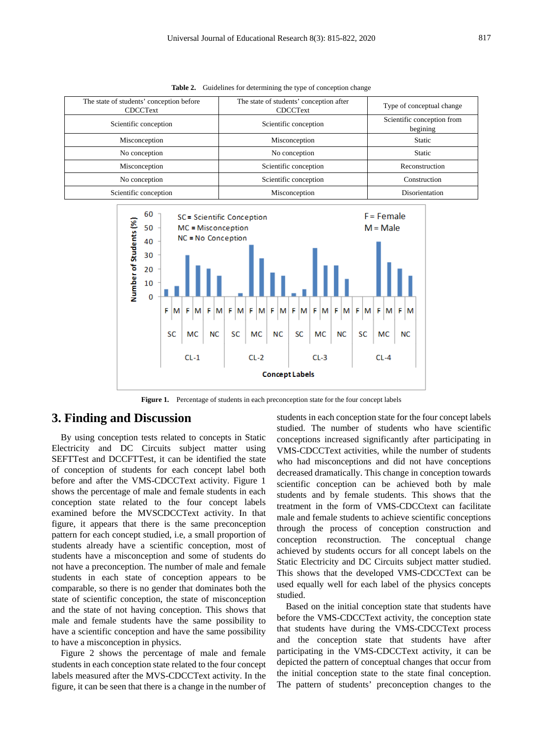**Table 2.** Guidelines for determining the type of conception change

| The state of students' conception before CDCCText | The state of students' conception after CDCCText | Type of conceptual change |
|---|---|---|
| Scientific conception | Scientific conception | Scientific conception from begining |
| Misconception | Misconception | Static |
| No conception | No conception | Static |
| Misconception | Scientific conception | Reconstruction |
| No conception | Scientific conception | Construction |
| Scientific conception | Misconception | Disorientation |

**Figure 1.** Percentage of students in each preconception state for the four concept labels

## 3. Finding and Discussion

By using conception tests related to concepts in Static Electricity and DC Circuits subject matter using SEFTTest and DCCFTTest, it can be identified the state of conception of students for each concept label both before and after the VMS-CDCCText activity. Figure 1 shows the percentage of male and female students in each conception state related to the four concept labels examined before the MVSCDCCText activity. In that figure, it appears that there is the same preconception pattern for each concept studied, i.e, a small proportion of students already have a scientific conception, most of students have a misconception and some of students do not have a preconception. The number of male and female students in each state of conception appears to be comparable, so there is no gender that dominates both the state of scientific conception, the state of misconception and the state of not having conception. This shows that male and female students have the same possibility to have a scientific conception and have the same possibility to have a misconception in physics.

Figure 2 shows the percentage of male and female students in each conception state related to the four concept labels measured after the MVS-CDCCText activity. In the figure, it can be seen that there is a change in the number of students in each conception state for the four concept labels studied. The number of students who have scientific conceptions increased significantly after participating in VMS-CDCCText activities, while the number of students who had misconceptions and did not have conceptions decreased dramatically. This change in conception towards scientific conception can be achieved both by male students and by female students. This shows that the treatment in the form of VMS-CDCCtext can facilitate male and female students to achieve scientific conceptions through the process of conception construction and conception reconstruction. The conceptual change achieved by students occurs for all concept labels on the Static Electricity and DC Circuits subject matter studied. This shows that the developed VMS-CDCCText can be used equally well for each label of the physics concepts studied.

Based on the initial conception state that students have before the VMS-CDCCText activity, the conception state that students have during the VMS-CDCCText process and the conception state that students have after participating in the VMS-CDCCText activity, it can be depicted the pattern of conceptual changes that occur from the initial conception state to the state final conception. The pattern of students' preconception changes to the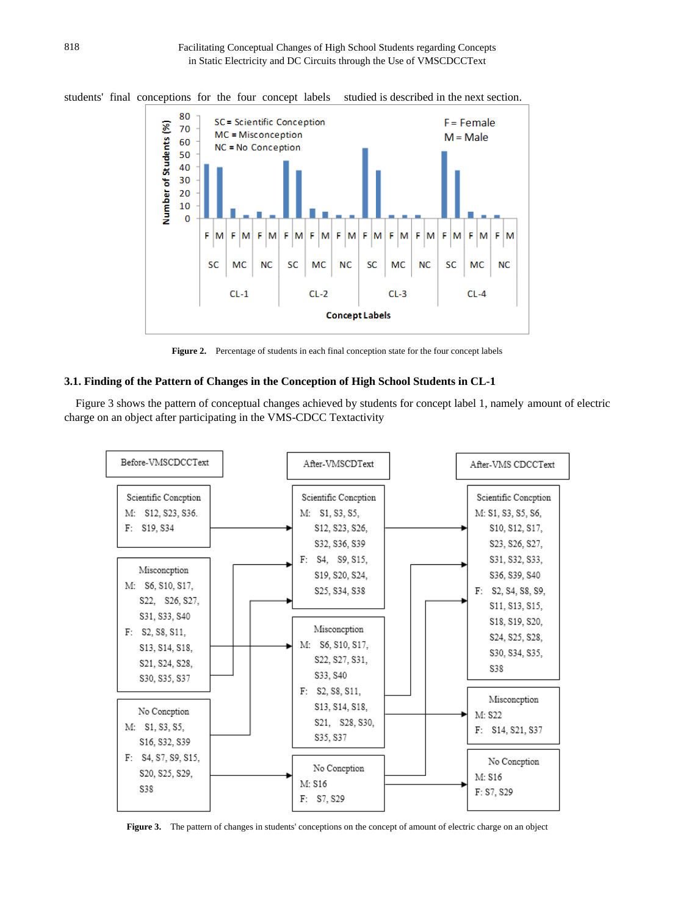students' final conceptions for the four concept labels studied is described in the next section.

**Figure 2.** Percentage of students in each final conception state for the four concept labels

### 3.1. Finding of the Pattern of Changes in the Conception of High School Students in CL-1

Figure 3 shows the pattern of conceptual changes achieved by students for concept label 1, namely amount of electric charge on an object after participating in the VMS-CDCC Textactivity

**Figure 3.** The pattern of changes in students' conceptions on the concept of amount of electric charge on an object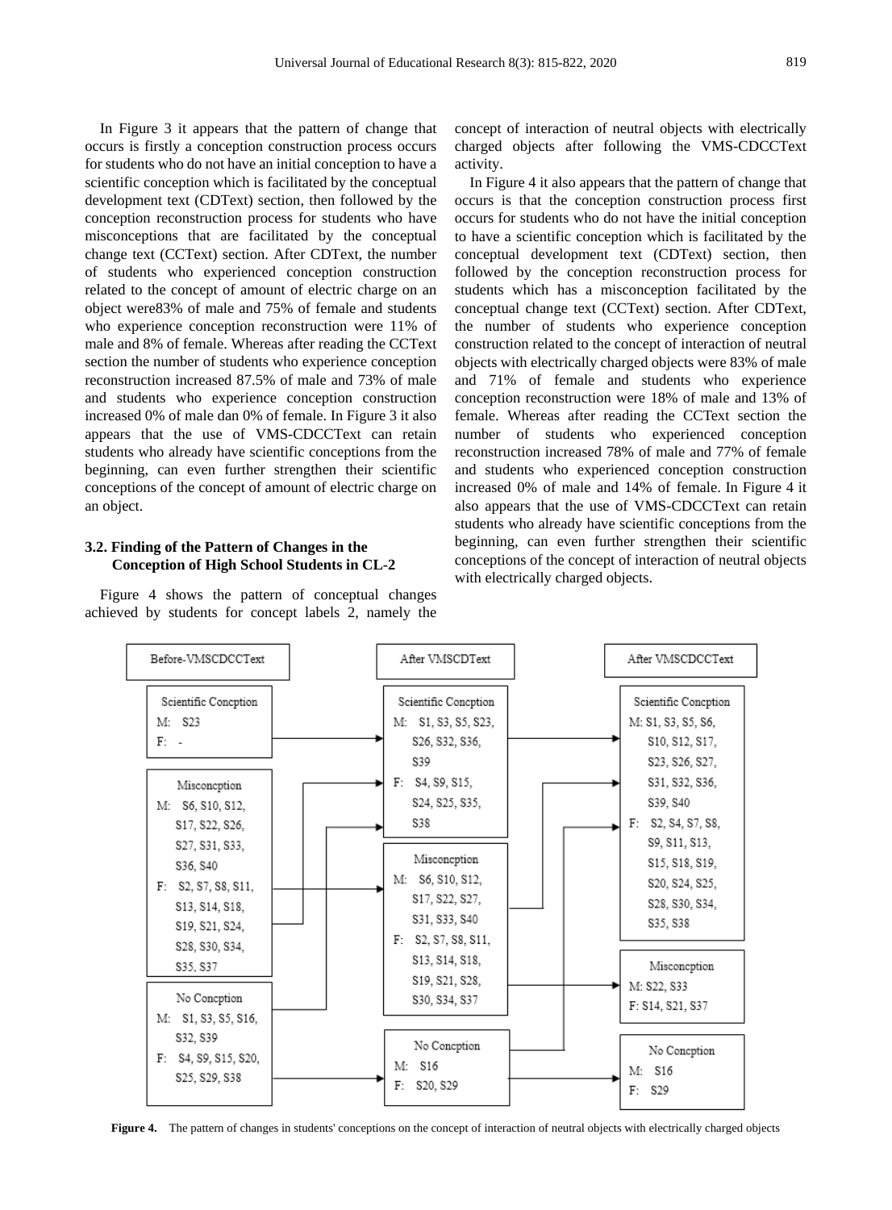In Figure 3 it appears that the pattern of change that occurs is firstly a conception construction process occurs for students who do not have an initial conception to have a scientific conception which is facilitated by the conceptual development text (CDText) section, then followed by the conception reconstruction process for students who have misconceptions that are facilitated by the conceptual change text (CCText) section. After CDText, the number of students who experienced conception construction related to the concept of amount of electric charge on an object were83% of male and 75% of female and students who experience conception reconstruction were 11% of male and 8% of female. Whereas after reading the CCText section the number of students who experience conception reconstruction increased 87.5% of male and 73% of male and students who experience conception construction increased 0% of male dan 0% of female. In Figure 3 it also appears that the use of VMS-CDCCText can retain students who already have scientific conceptions from the beginning, can even further strengthen their scientific conceptions of the concept of amount of electric charge on an object.

### 3.2. Finding of the Pattern of Changes in the Conception of High School Students in CL-2

Figure 4 shows the pattern of conceptual changes achieved by students for concept labels 2, namely the concept of interaction of neutral objects with electrically charged objects after following the VMS-CDCCText activity.

In Figure 4 it also appears that the pattern of change that occurs is that the conception construction process first occurs for students who do not have the initial conception to have a scientific conception which is facilitated by the conceptual development text (CDText) section, then followed by the conception reconstruction process for students which has a misconception facilitated by the conceptual change text (CCText) section. After CDText, the number of students who experience conception construction related to the concept of interaction of neutral objects with electrically charged objects were 83% of male and 71% of female and students who experience conception reconstruction were 18% of male and 13% of female. Whereas after reading the CCText section the number of students who experienced conception reconstruction increased 78% of male and 77% of female and students who experienced conception construction increased 0% of male and 14% of female. In Figure 4 it also appears that the use of VMS-CDCCText can retain students who already have scientific conceptions from the beginning, can even further strengthen their scientific conceptions of the concept of interaction of neutral objects with electrically charged objects.

| Before-VMSCDCCText | After VMSCDText | After VMSCDCCText |
|---|---|---|
| **Scientific Concption** M: S23 F: - | **Scientific Concption** M: S1, S3, S5, S23, S26, S32, S36, S39 F: S4, S9, S15, S24, S25, S35, S38 | **Scientific Concption** M: S1, S3, S5, S6, S10, S12, S17, S23, S26, S27, S31, S32, S36, S39, S40 F: S2, S4, S7, S8, S9, S11, S13, S15, S18, S19, S20, S24, S25, S28, S30, S34, S35, S38 |
| **Misconcption** M: S6, S10, S12, S17, S22, S26, S27, S31, S33, S36, S40 F: S2, S7, S8, S11, S13, S14, S18, S19, S21, S24, S28, S30, S34, S35, S37 | **Misconception** M: S6, S10, S12, S17, S22, S27, S31, S33, S40 F: S2, S7, S8, S11, S13, S14, S18, S19, S21, S28, S30, S34, S37 | **Misconception** M: S22, S33 F: S14, S21, S37 |
| **No Concption** M: S1, S3, S5, S16, S32, S39 F: S4, S9, S15, S20, S25, S29, S38 | **No Conception** M: S16 F: S20, S29 | **No Concption** M: S16 F: S29 |

**Figure 4.** The pattern of changes in students' conceptions on the concept of interaction of neutral objects with electrically charged objects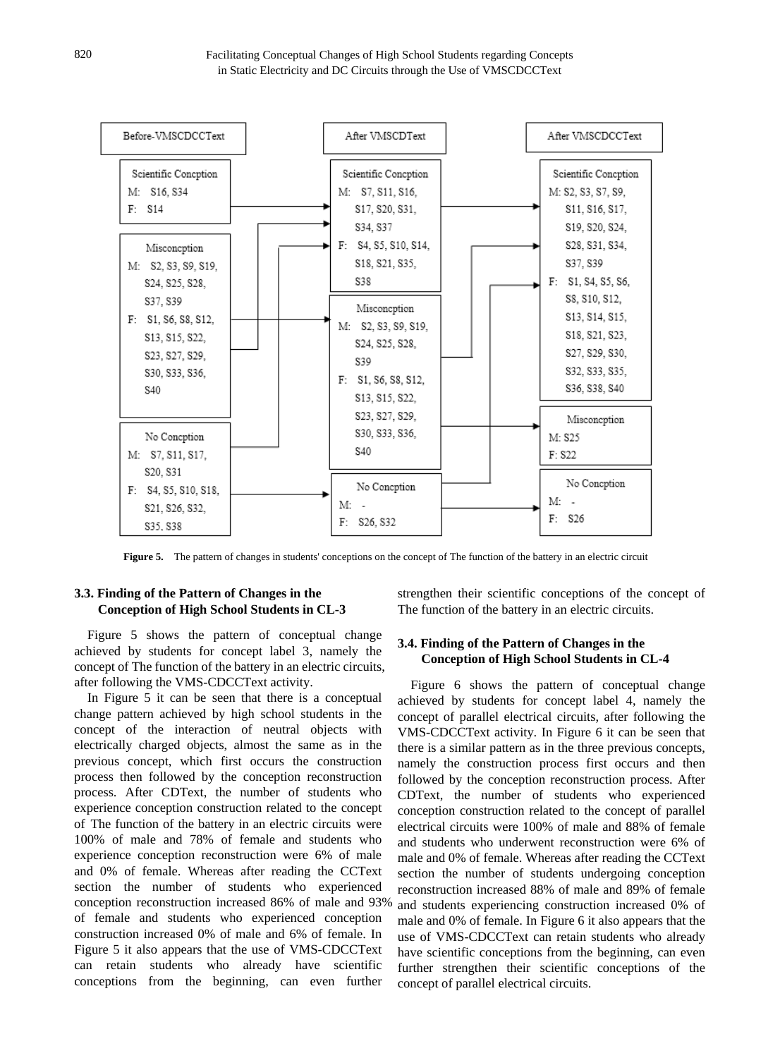| Before-VMSCDCCText | After VMSCDText | After VMSCDCCText |
|---|---|---|
| **Scientific Concption**<br>M: S16, S34<br>F: S14 | **Scientific Concption**<br>M: S7, S11, S16, S17, S20, S31, S34, S37<br>F: S4, S5, S10, S14, S18, S21, S35, S38 | **Scientific Concption**<br>M: S2, S3, S7, S9, S11, S16, S17, S19, S20, S24, S28, S31, S34, S37, S39<br>F: S1, S4, S5, S6, S8, S10, S12, S13, S14, S15, S18, S21, S23, S27, S29, S30, S32, S33, S35, S36, S38, S40 |
| **Misconception**<br>M: S2, S3, S9, S19, S24, S25, S28, S37, S39<br>F: S1, S6, S8, S12, S13, S15, S22, S23, S27, S29, S30, S33, S36, S40 | **Misconception**<br>M: S2, S3, S9, S19, S24, S25, S28, S39<br>F: S1, S6, S8, S12, S13, S15, S22, S23, S27, S29, S30, S33, S36, S40 | **Misconception**<br>M: S25<br>F: S22 |
| **No Concption**<br>M: S7, S11, S17, S20, S31<br>F: S4, S5, S10, S18, S21, S26, S32, S35, S38 | **No Concption**<br>M: -<br>F: S26, S32 | **No Concption**<br>M: -<br>F: S26 |

**Figure 5.** The pattern of changes in students' conceptions on the concept of The function of the battery in an electric circuit

### 3.3. Finding of the Pattern of Changes in the Conception of High School Students in CL-3

Figure 5 shows the pattern of conceptual change achieved by students for concept label 3, namely the concept of The function of the battery in an electric circuits, after following the VMS-CDCCText activity.

In Figure 5 it can be seen that there is a conceptual change pattern achieved by high school students in the concept of the interaction of neutral objects with electrically charged objects, almost the same as in the previous concept, which first occurs the construction process then followed by the conception reconstruction process. After CDText, the number of students who experience conception construction related to the concept of The function of the battery in an electric circuits were 100% of male and 78% of female and students who experience conception reconstruction were 6% of male and 0% of female. Whereas after reading the CCText section the number of students who experienced conception reconstruction increased 86% of male and 93% of female and students who experienced conception construction increased 0% of male and 6% of female. In Figure 5 it also appears that the use of VMS-CDCCText can retain students who already have scientific conceptions from the beginning, can even further strengthen their scientific conceptions of the concept of The function of the battery in an electric circuits.

### 3.4. Finding of the Pattern of Changes in the Conception of High School Students in CL-4

Figure 6 shows the pattern of conceptual change achieved by students for concept label 4, namely the concept of parallel electrical circuits, after following the VMS-CDCCText activity. In Figure 6 it can be seen that there is a similar pattern as in the three previous concepts, namely the construction process first occurs and then followed by the conception reconstruction process. After CDText, the number of students who experienced conception construction related to the concept of parallel electrical circuits were 100% of male and 88% of female and students who underwent reconstruction were 6% of male and 0% of female. Whereas after reading the CCText section the number of students undergoing conception reconstruction increased 88% of male and 89% of female and students experiencing construction increased 0% of male and 0% of female. In Figure 6 it also appears that the use of VMS-CDCCText can retain students who already have scientific conceptions from the beginning, can even further strengthen their scientific conceptions of the concept of parallel electrical circuits.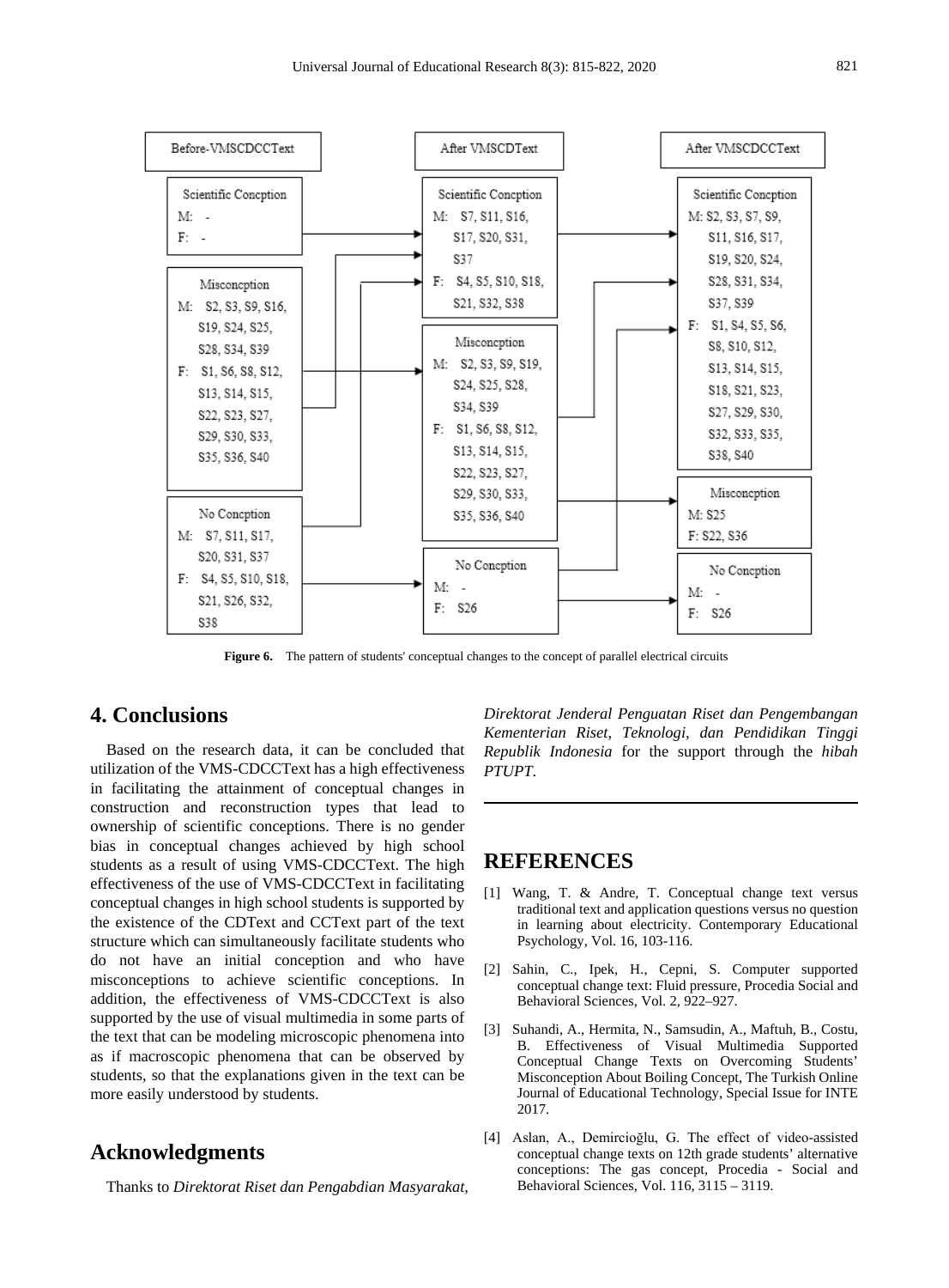| Before-VMSCDCCText | After VMSCDText | After VMSCDCCText |
|---|---|---|
| **Scientific Concption**<br>M: -<br>F: - | **Scientific Concption**<br>M: S7, S11, S16, S17, S20, S31, S37<br>F: S4, S5, S10, S18, S21, S32, S38 | **Scientific Concption**<br>M: S2, S3, S7, S9, S11, S16, S17, S19, S20, S24, S28, S31, S34, S37, S39<br>F: S1, S4, S5, S6, S8, S10, S12, S13, S14, S15, S18, S21, S23, S27, S29, S30, S32, S33, S35, S38, S40 |
| **Misconception**<br>M: S2, S3, S9, S16, S19, S24, S25, S28, S34, S39<br>F: S1, S6, S8, S12, S13, S14, S15, S22, S23, S27, S29, S30, S33, S35, S36, S40 | **Misconception**<br>M: S2, S3, S9, S19, S24, S25, S28, S34, S39<br>F: S1, S6, S8, S12, S13, S14, S15, S22, S23, S27, S29, S30, S33, S35, S36, S40 | **Misconception**<br>M: S25<br>F: S22, S36 |
| **No Concption**<br>M: S7, S11, S17, S20, S31, S37<br>F: S4, S5, S10, S18, S21, S26, S32, S38 | **No Concption**<br>M: -<br>F: S26 | **No Concption**<br>M: -<br>F: S26 |

**Figure 6.** The pattern of students' conceptual changes to the concept of parallel electrical circuits

## 4. Conclusions

Based on the research data, it can be concluded that utilization of the VMS-CDCCText has a high effectiveness in facilitating the attainment of conceptual changes in construction and reconstruction types that lead to ownership of scientific conceptions. There is no gender bias in conceptual changes achieved by high school students as a result of using VMS-CDCCText. The high effectiveness of the use of VMS-CDCCText in facilitating conceptual changes in high school students is supported by the existence of the CDText and CCText part of the text structure which can simultaneously facilitate students who do not have an initial conception and who have misconceptions to achieve scientific conceptions. In addition, the effectiveness of VMS-CDCCText is also supported by the use of visual multimedia in some parts of the text that can be modeling microscopic phenomena into as if macroscopic phenomena that can be observed by students, so that the explanations given in the text can be more easily understood by students.

## Acknowledgments

Thanks to *Direktorat Riset dan Pengabdian Masyarakat, Direktorat Jenderal Penguatan Riset dan Pengembangan Kementerian Riset, Teknologi, dan Pendidikan Tinggi Republik Indonesia* for the support through the *hibah PTUPT*.

## REFERENCES

[1] Wang, T. & Andre, T. Conceptual change text versus traditional text and application questions versus no question in learning about electricity. Contemporary Educational Psychology, Vol. 16, 103-116.

[2] Sahin, C., Ipek, H., Cepni, S. Computer supported conceptual change text: Fluid pressure, Procedia Social and Behavioral Sciences, Vol. 2, 922–927.

[3] Suhandi, A., Hermita, N., Samsudin, A., Maftuh, B., Costu, B. Effectiveness of Visual Multimedia Supported Conceptual Change Texts on Overcoming Students' Misconception About Boiling Concept, The Turkish Online Journal of Educational Technology, Special Issue for INTE 2017.

[4] Aslan, A., Demircioğlu, G. The effect of video-assisted conceptual change texts on 12th grade students' alternative conceptions: The gas concept, Procedia - Social and Behavioral Sciences, Vol. 116, 3115 – 3119.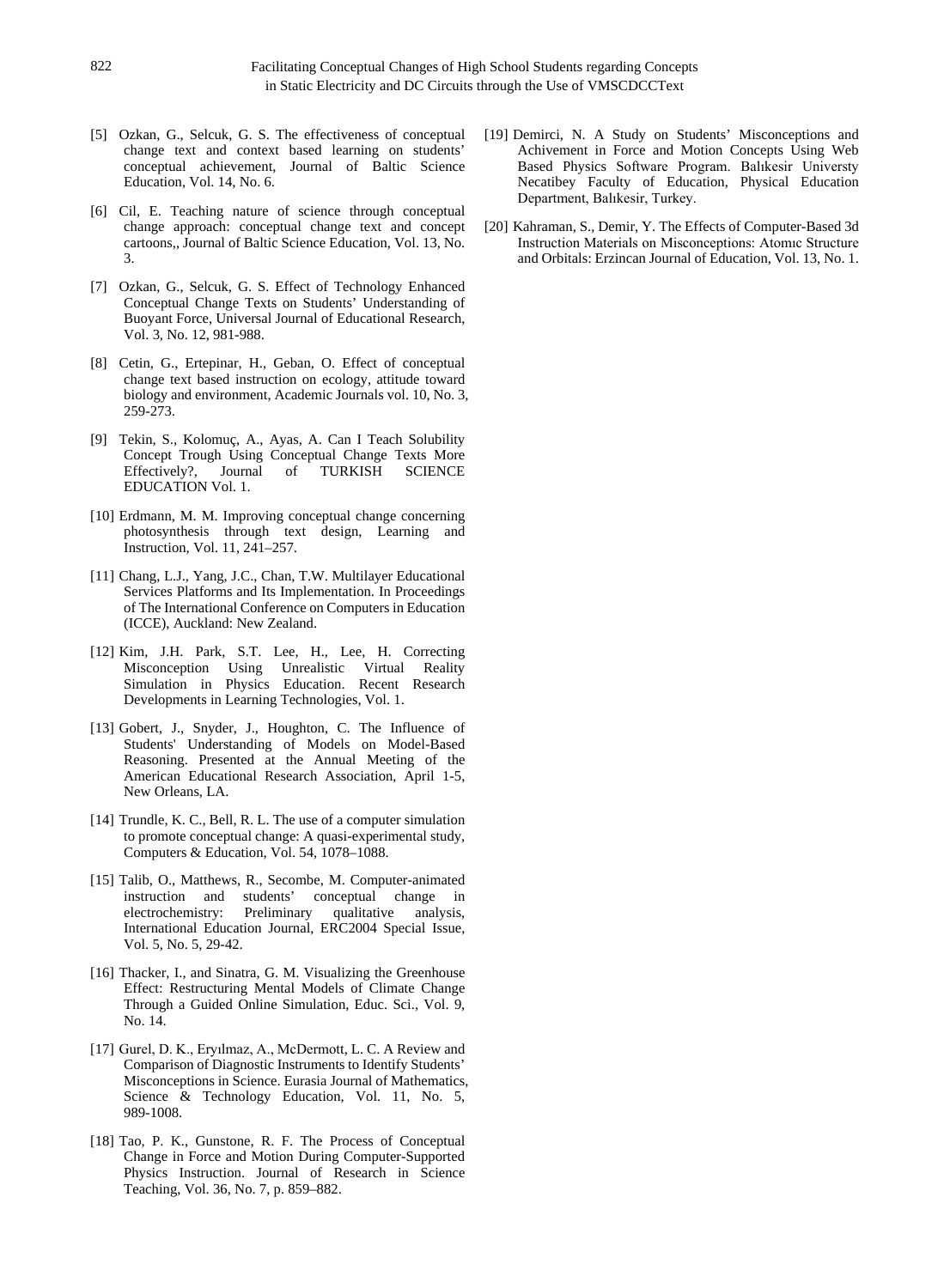[5] Ozkan, G., Selcuk, G. S. The effectiveness of conceptual change text and context based learning on students' conceptual achievement, Journal of Baltic Science Education, Vol. 14, No. 6.

[6] Cil, E. Teaching nature of science through conceptual change approach: conceptual change text and concept cartoons,, Journal of Baltic Science Education, Vol. 13, No. 3.

[7] Ozkan, G., Selcuk, G. S. Effect of Technology Enhanced Conceptual Change Texts on Students' Understanding of Buoyant Force, Universal Journal of Educational Research, Vol. 3, No. 12, 981-988.

[8] Cetin, G., Ertepinar, H., Geban, O. Effect of conceptual change text based instruction on ecology, attitude toward biology and environment, Academic Journals vol. 10, No. 3, 259-273.

[9] Tekin, S., Kolomuç, A., Ayas, A. Can I Teach Solubility Concept Trough Using Conceptual Change Texts More Effectively?, Journal of TURKISH SCIENCE EDUCATION Vol. 1.

[10] Erdmann, M. M. Improving conceptual change concerning photosynthesis through text design, Learning and Instruction, Vol. 11, 241–257.

[11] Chang, L.J., Yang, J.C., Chan, T.W. Multilayer Educational Services Platforms and Its Implementation. In Proceedings of The International Conference on Computers in Education (ICCE), Auckland: New Zealand.

[12] Kim, J.H. Park, S.T. Lee, H., Lee, H. Correcting Misconception Using Unrealistic Virtual Reality Simulation in Physics Education. Recent Research Developments in Learning Technologies, Vol. 1.

[13] Gobert, J., Snyder, J., Houghton, C. The Influence of Students' Understanding of Models on Model-Based Reasoning. Presented at the Annual Meeting of the American Educational Research Association, April 1-5, New Orleans, LA.

[14] Trundle, K. C., Bell, R. L. The use of a computer simulation to promote conceptual change: A quasi-experimental study, Computers & Education, Vol. 54, 1078–1088.

[15] Talib, O., Matthews, R., Secombe, M. Computer-animated instruction and students' conceptual change in electrochemistry: Preliminary qualitative analysis, International Education Journal, ERC2004 Special Issue, Vol. 5, No. 5, 29-42.

[16] Thacker, I., and Sinatra, G. M. Visualizing the Greenhouse Effect: Restructuring Mental Models of Climate Change Through a Guided Online Simulation, Educ. Sci., Vol. 9, No. 14.

[17] Gurel, D. K., Eryılmaz, A., McDermott, L. C. A Review and Comparison of Diagnostic Instruments to Identify Students' Misconceptions in Science. Eurasia Journal of Mathematics, Science & Technology Education, Vol. 11, No. 5, 989-1008.

[18] Tao, P. K., Gunstone, R. F. The Process of Conceptual Change in Force and Motion During Computer-Supported Physics Instruction. Journal of Research in Science Teaching, Vol. 36, No. 7, p. 859–882.

[19] Demirci, N. A Study on Students' Misconceptions and Achivement in Force and Motion Concepts Using Web Based Physics Software Program. Balıkesir Universty Necatibey Faculty of Education, Physical Education Department, Balıkesir, Turkey.

[20] Kahraman, S., Demir, Y. The Effects of Computer-Based 3d Instruction Materials on Misconceptions: Atomıc Structure and Orbitals: Erzincan Journal of Education, Vol. 13, No. 1.